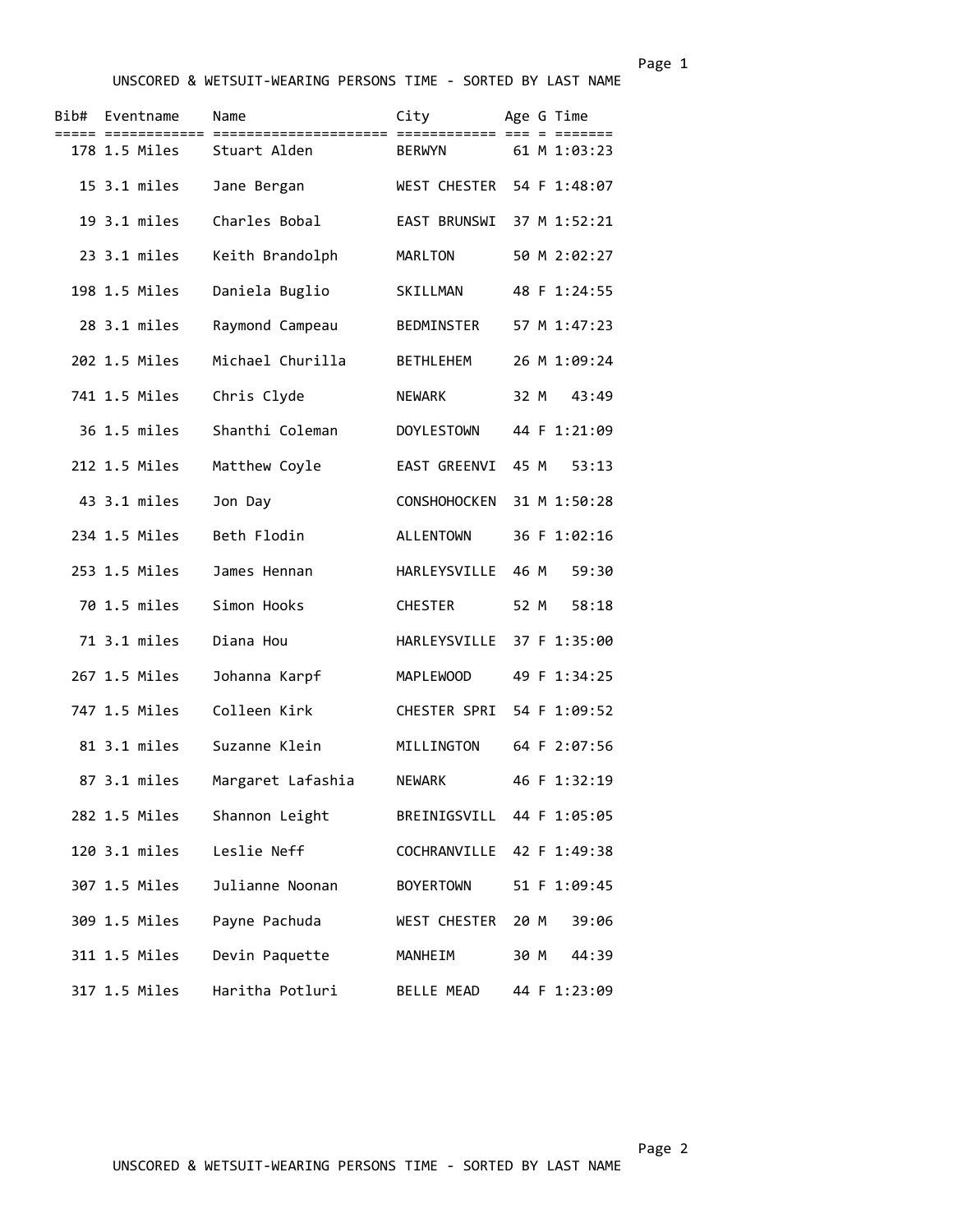UNSCORED & WETSUIT-WEARING PERSONS TIME - SORTED BY LAST NAME

| Bib# | Eventname | Name | City | Age | G | Time |
|---|---|---|---|---|---|---|
| 178 | 1.5 Miles | Stuart Alden | BERWYN | 61 | M | 1:03:23 |
| 15 | 3.1 miles | Jane Bergan | WEST CHESTER | 54 | F | 1:48:07 |
| 19 | 3.1 miles | Charles Bobal | EAST BRUNSWI | 37 | M | 1:52:21 |
| 23 | 3.1 miles | Keith Brandolph | MARLTON | 50 | M | 2:02:27 |
| 198 | 1.5 Miles | Daniela Buglio | SKILLMAN | 48 | F | 1:24:55 |
| 28 | 3.1 miles | Raymond Campeau | BEDMINSTER | 57 | M | 1:47:23 |
| 202 | 1.5 Miles | Michael Churilla | BETHLEHEM | 26 | M | 1:09:24 |
| 741 | 1.5 Miles | Chris Clyde | NEWARK | 32 | M | 43:49 |
| 36 | 1.5 miles | Shanthi Coleman | DOYLESTOWN | 44 | F | 1:21:09 |
| 212 | 1.5 Miles | Matthew Coyle | EAST GREENVI | 45 | M | 53:13 |
| 43 | 3.1 miles | Jon Day | CONSHOHOCKEN | 31 | M | 1:50:28 |
| 234 | 1.5 Miles | Beth Flodin | ALLENTOWN | 36 | F | 1:02:16 |
| 253 | 1.5 Miles | James Hennan | HARLEYSVILLE | 46 | M | 59:30 |
| 70 | 1.5 miles | Simon Hooks | CHESTER | 52 | M | 58:18 |
| 71 | 3.1 miles | Diana Hou | HARLEYSVILLE | 37 | F | 1:35:00 |
| 267 | 1.5 Miles | Johanna Karpf | MAPLEWOOD | 49 | F | 1:34:25 |
| 747 | 1.5 Miles | Colleen Kirk | CHESTER SPRI | 54 | F | 1:09:52 |
| 81 | 3.1 miles | Suzanne Klein | MILLINGTON | 64 | F | 2:07:56 |
| 87 | 3.1 miles | Margaret Lafashia | NEWARK | 46 | F | 1:32:19 |
| 282 | 1.5 Miles | Shannon Leight | BREINIGSVILL | 44 | F | 1:05:05 |
| 120 | 3.1 miles | Leslie Neff | COCHRANVILLE | 42 | F | 1:49:38 |
| 307 | 1.5 Miles | Julianne Noonan | BOYERTOWN | 51 | F | 1:09:45 |
| 309 | 1.5 Miles | Payne Pachuda | WEST CHESTER | 20 | M | 39:06 |
| 311 | 1.5 Miles | Devin Paquette | MANHEIM | 30 | M | 44:39 |
| 317 | 1.5 Miles | Haritha Potluri | BELLE MEAD | 44 | F | 1:23:09 |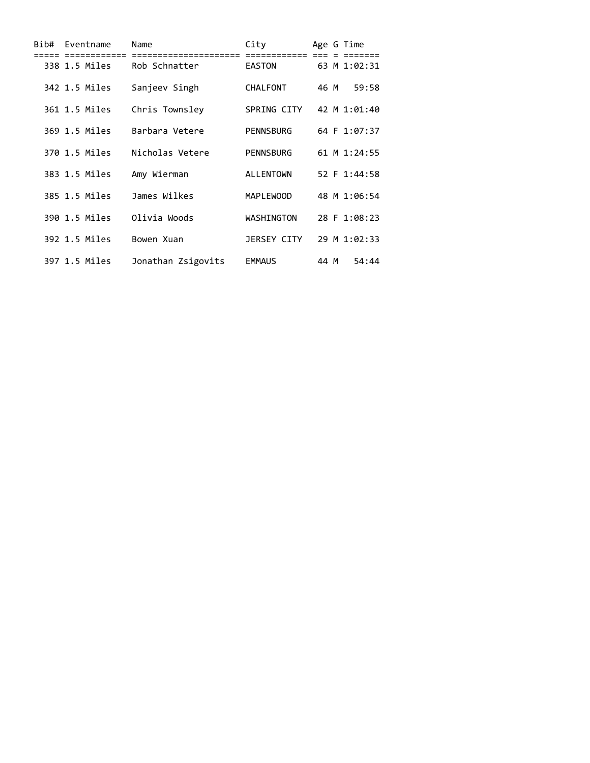| Bib# | Eventname | Name | City | Age | G | Time |
|---|---|---|---|---|---|---|
| 338 | 1.5 Miles | Rob Schnatter | EASTON | 63 | M | 1:02:31 |
| 342 | 1.5 Miles | Sanjeev Singh | CHALFONT | 46 | M | 59:58 |
| 361 | 1.5 Miles | Chris Townsley | SPRING CITY | 42 | M | 1:01:40 |
| 369 | 1.5 Miles | Barbara Vetere | PENNSBURG | 64 | F | 1:07:37 |
| 370 | 1.5 Miles | Nicholas Vetere | PENNSBURG | 61 | M | 1:24:55 |
| 383 | 1.5 Miles | Amy Wierman | ALLENTOWN | 52 | F | 1:44:58 |
| 385 | 1.5 Miles | James Wilkes | MAPLEWOOD | 48 | M | 1:06:54 |
| 390 | 1.5 Miles | Olivia Woods | WASHINGTON | 28 | F | 1:08:23 |
| 392 | 1.5 Miles | Bowen Xuan | JERSEY CITY | 29 | M | 1:02:33 |
| 397 | 1.5 Miles | Jonathan Zsigovits | EMMAUS | 44 | M | 54:44 |